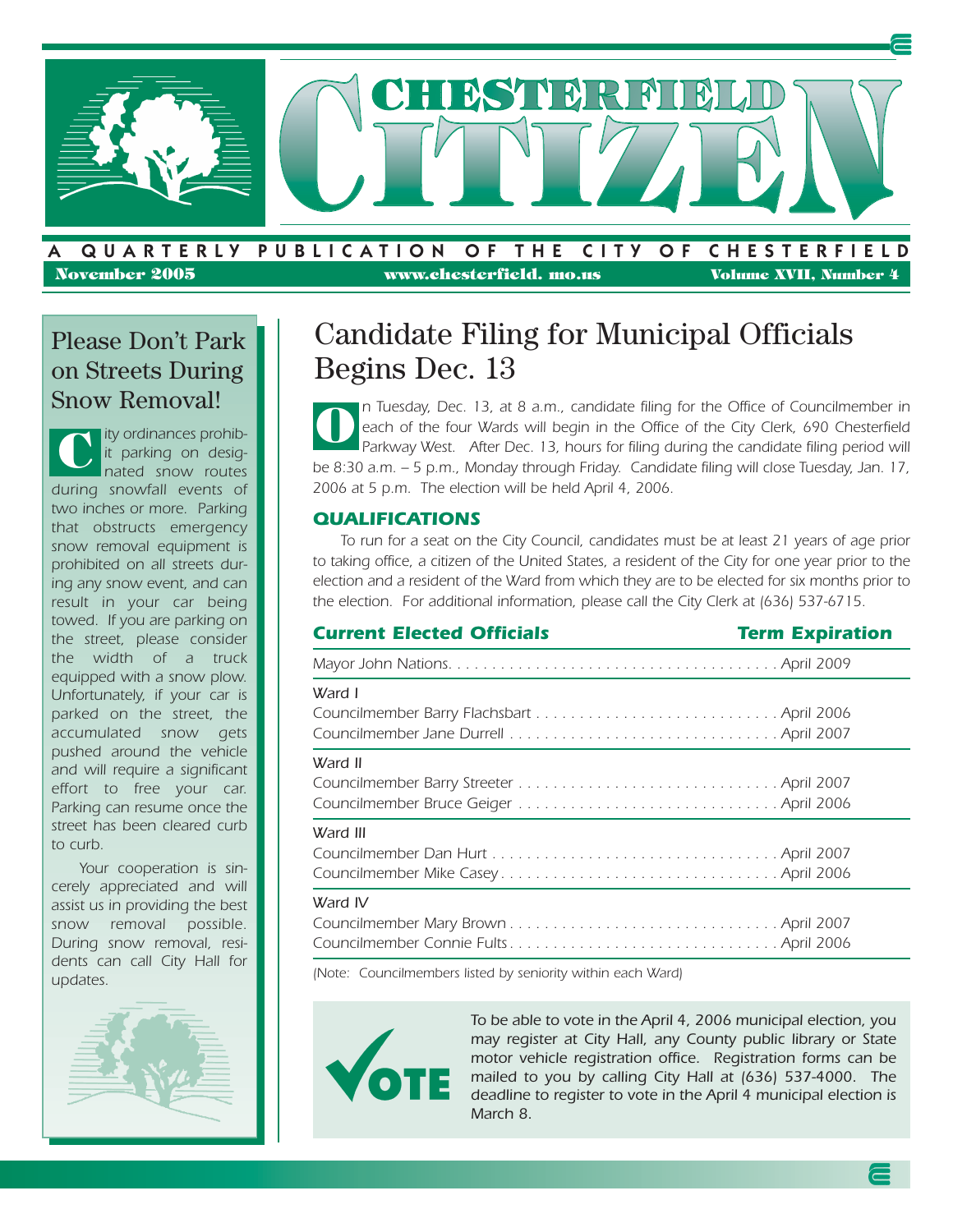# Chesterfield Citizen

A QUARTERLY PUBLICATION OF THE CITY OF CHESTERFIELD

November 2005 | www.chesterfield.mo.us | Volume XVII, Number 4

## Please Don't Park on Streets During Snow Removal!

City ordinances prohibit parking on designated snow routes during snowfall events of two inches or more. Parking that obstructs emergency snow removal equipment is prohibited on all streets during any snow event, and can result in your car being towed. If you are parking on the street, please consider the width of a truck equipped with a snow plow. Unfortunately, if your car is parked on the street, the accumulated snow gets pushed around the vehicle and will require a significant effort to free your car. Parking can resume once the street has been cleared curb to curb.

Your cooperation is sincerely appreciated and will assist us in providing the best snow removal possible. During snow removal, residents can call City Hall for updates.

## Candidate Filing for Municipal Officials Begins Dec. 13

On Tuesday, Dec. 13, at 8 a.m., candidate filing for the Office of Councilmember in each of the four Wards will begin in the Office of the City Clerk, 690 Chesterfield Parkway West. After Dec. 13, hours for filing during the candidate filing period will be 8:30 a.m. – 5 p.m., Monday through Friday. Candidate filing will close Tuesday, Jan. 17, 2006 at 5 p.m. The election will be held April 4, 2006.

### QUALIFICATIONS

To run for a seat on the City Council, candidates must be at least 21 years of age prior to taking office, a citizen of the United States, a resident of the City for one year prior to the election and a resident of the Ward from which they are to be elected for six months prior to the election. For additional information, please call the City Clerk at (636) 537-6715.

| Current Elected Officials | Term Expiration |
|---|---|
| Mayor John Nations | April 2009 |
| **Ward I** | |
| Councilmember Barry Flachsbart | April 2006 |
| Councilmember Jane Durrell | April 2007 |
| **Ward II** | |
| Councilmember Barry Streeter | April 2007 |
| Councilmember Bruce Geiger | April 2006 |
| **Ward III** | |
| Councilmember Dan Hurt | April 2007 |
| Councilmember Mike Casey | April 2006 |
| **Ward IV** | |
| Councilmember Mary Brown | April 2007 |
| Councilmember Connie Fults | April 2006 |

*(Note: Councilmembers listed by seniority within each Ward)*

**VOTE**

*To be able to vote in the April 4, 2006 municipal election, you may register at City Hall, any County public library or State motor vehicle registration office. Registration forms can be mailed to you by calling City Hall at (636) 537-4000. The deadline to register to vote in the April 4 municipal election is March 8.*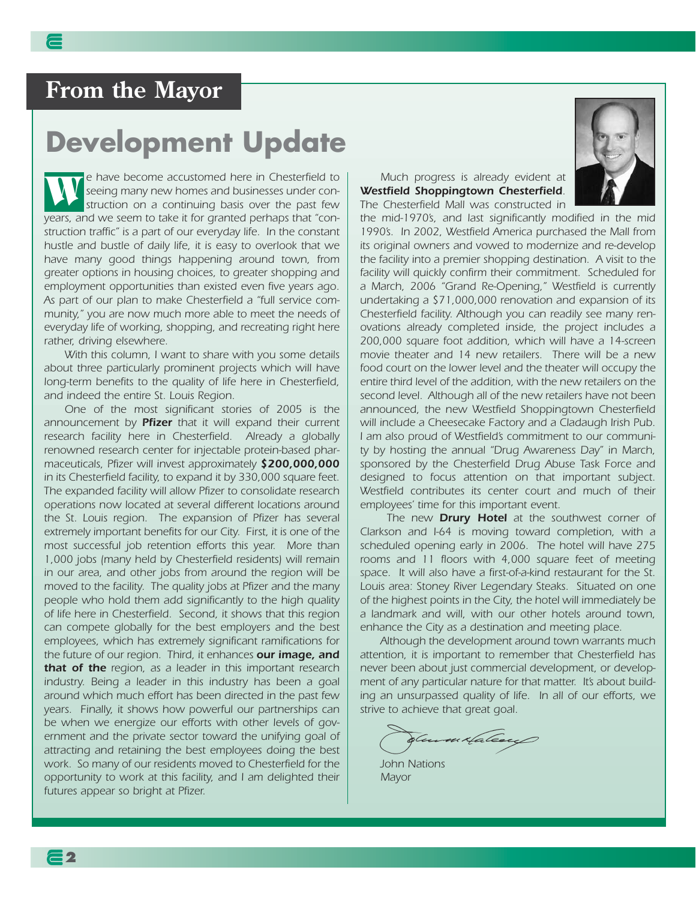## From the Mayor

# Development Update

*We have become accustomed here in Chesterfield to seeing many new homes and businesses under construction on a continuing basis over the past few years, and we seem to take it for granted perhaps that "construction traffic" is a part of our everyday life. In the constant hustle and bustle of daily life, it is easy to overlook that we have many good things happening around town, from greater options in housing choices, to greater shopping and employment opportunities than existed even five years ago. As part of our plan to make Chesterfield a "full service community," you are now much more able to meet the needs of everyday life of working, shopping, and recreating right here rather, driving elsewhere.*

*With this column, I want to share with you some details about three particularly prominent projects which will have long-term benefits to the quality of life here in Chesterfield, and indeed the entire St. Louis Region.*

*One of the most significant stories of 2005 is the announcement by* ***Pfizer*** *that it will expand their current research facility here in Chesterfield. Already a globally renowned research center for injectable protein-based pharmaceuticals, Pfizer will invest approximately* ***$200,000,000*** *in its Chesterfield facility, to expand it by 330,000 square feet. The expanded facility will allow Pfizer to consolidate research operations now located at several different locations around the St. Louis region. The expansion of Pfizer has several extremely important benefits for our City. First, it is one of the most successful job retention efforts this year. More than 1,000 jobs (many held by Chesterfield residents) will remain in our area, and other jobs from around the region will be moved to the facility. The quality jobs at Pfizer and the many people who hold them add significantly to the high quality of life here in Chesterfield. Second, it shows that this region can compete globally for the best employers and the best employees, which has extremely significant ramifications for the future of our region. Third, it enhances* ***our image, and that of the*** *region, as a leader in this important research industry. Being a leader in this industry has been a goal around which much effort has been directed in the past few years. Finally, it shows how powerful our partnerships can be when we energize our efforts with other levels of government and the private sector toward the unifying goal of attracting and retaining the best employees doing the best work. So many of our residents moved to Chesterfield for the opportunity to work at this facility, and I am delighted their futures appear so bright at Pfizer.*

*Much progress is already evident at* ***Westfield Shoppingtown Chesterfield****. The Chesterfield Mall was constructed in the mid-1970's, and last significantly modified in the mid 1990's. In 2002, Westfield America purchased the Mall from its original owners and vowed to modernize and re-develop the facility into a premier shopping destination. A visit to the facility will quickly confirm their commitment. Scheduled for a March, 2006 "Grand Re-Opening," Westfield is currently undertaking a $71,000,000 renovation and expansion of its Chesterfield facility. Although you can readily see many renovations already completed inside, the project includes a 200,000 square foot addition, which will have a 14-screen movie theater and 14 new retailers. There will be a new food court on the lower level and the theater will occupy the entire third level of the addition, with the new retailers on the second level. Although all of the new retailers have not been announced, the new Westfield Shoppingtown Chesterfield will include a Cheesecake Factory and a Cladaugh Irish Pub. I am also proud of Westfield's commitment to our community by hosting the annual "Drug Awareness Day" in March, sponsored by the Chesterfield Drug Abuse Task Force and designed to focus attention on that important subject. Westfield contributes its center court and much of their employees' time for this important event.*

*The new* ***Drury Hotel*** *at the southwest corner of Clarkson and I-64 is moving toward completion, with a scheduled opening early in 2006. The hotel will have 275 rooms and 11 floors with 4,000 square feet of meeting space. It will also have a first-of-a-kind restaurant for the St. Louis area: Stoney River Legendary Steaks. Situated on one of the highest points in the City, the hotel will immediately be a landmark and will, with our other hotels around town, enhance the City as a destination and meeting place.*

*Although the development around town warrants much attention, it is important to remember that Chesterfield has never been about just commercial development, or development of any particular nature for that matter. It's about building an unsurpassed quality of life. In all of our efforts, we strive to achieve that great goal.*

*John Nations*
*Mayor*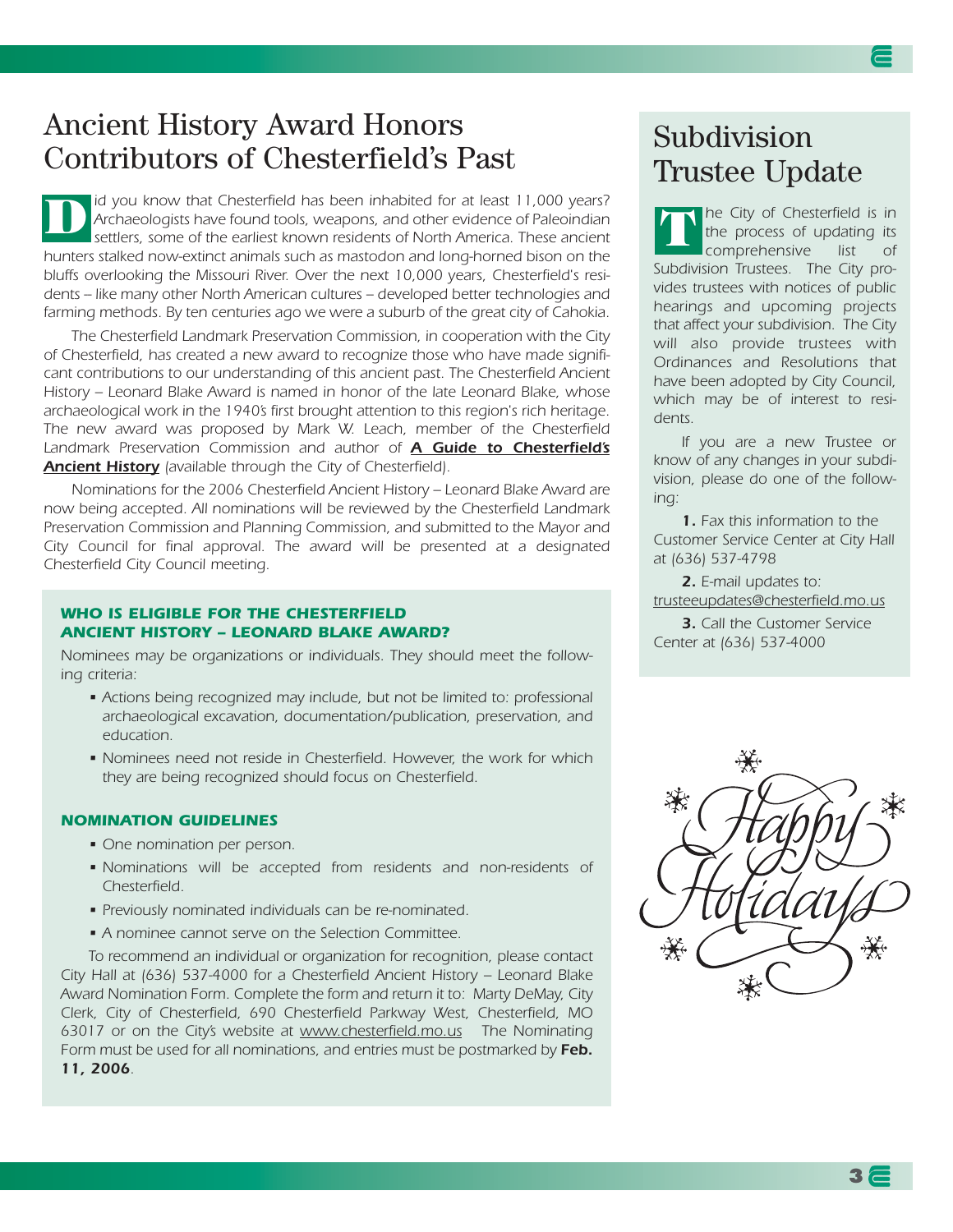## Ancient History Award Honors Contributors of Chesterfield's Past

*Did you know that Chesterfield has been inhabited for at least 11,000 years? Archaeologists have found tools, weapons, and other evidence of Paleoindian settlers, some of the earliest known residents of North America. These ancient hunters stalked now-extinct animals such as mastodon and long-horned bison on the bluffs overlooking the Missouri River. Over the next 10,000 years, Chesterfield's residents – like many other North American cultures – developed better technologies and farming methods. By ten centuries ago we were a suburb of the great city of Cahokia.*

*The Chesterfield Landmark Preservation Commission, in cooperation with the City of Chesterfield, has created a new award to recognize those who have made significant contributions to our understanding of this ancient past. The Chesterfield Ancient History – Leonard Blake Award is named in honor of the late Leonard Blake, whose archaeological work in the 1940's first brought attention to this region's rich heritage. The new award was proposed by Mark W. Leach, member of the Chesterfield Landmark Preservation Commission and author of* ***A Guide to Chesterfield's Ancient History*** *(available through the City of Chesterfield).*

*Nominations for the 2006 Chesterfield Ancient History – Leonard Blake Award are now being accepted. All nominations will be reviewed by the Chesterfield Landmark Preservation Commission and Planning Commission, and submitted to the Mayor and City Council for final approval. The award will be presented at a designated Chesterfield City Council meeting.*

### WHO IS ELIGIBLE FOR THE CHESTERFIELD ANCIENT HISTORY – LEONARD BLAKE AWARD?

*Nominees may be organizations or individuals. They should meet the following criteria:*

- *Actions being recognized may include, but not be limited to: professional archaeological excavation, documentation/publication, preservation, and education.*
- *Nominees need not reside in Chesterfield. However, the work for which they are being recognized should focus on Chesterfield.*

### NOMINATION GUIDELINES

- *One nomination per person.*
- *Nominations will be accepted from residents and non-residents of Chesterfield.*
- *Previously nominated individuals can be re-nominated.*
- *A nominee cannot serve on the Selection Committee.*

*To recommend an individual or organization for recognition, please contact City Hall at (636) 537-4000 for a Chesterfield Ancient History – Leonard Blake Award Nomination Form. Complete the form and return it to: Marty DeMay, City Clerk, City of Chesterfield, 690 Chesterfield Parkway West, Chesterfield, MO 63017 or on the City's website at www.chesterfield.mo.us The Nominating Form must be used for all nominations, and entries must be postmarked by* ***Feb. 11, 2006****.*

## Subdivision Trustee Update

*The City of Chesterfield is in the process of updating its comprehensive list of Subdivision Trustees. The City provides trustees with notices of public hearings and upcoming projects that affect your subdivision. The City will also provide trustees with Ordinances and Resolutions that have been adopted by City Council, which may be of interest to residents.*

*If you are a new Trustee or know of any changes in your subdivision, please do one of the following:*

***1.*** *Fax this information to the Customer Service Center at City Hall at (636) 537-4798*

***2.*** *E-mail updates to: trusteeupdates@chesterfield.mo.us*

***3.*** *Call the Customer Service Center at (636) 537-4000*

Happy Holidays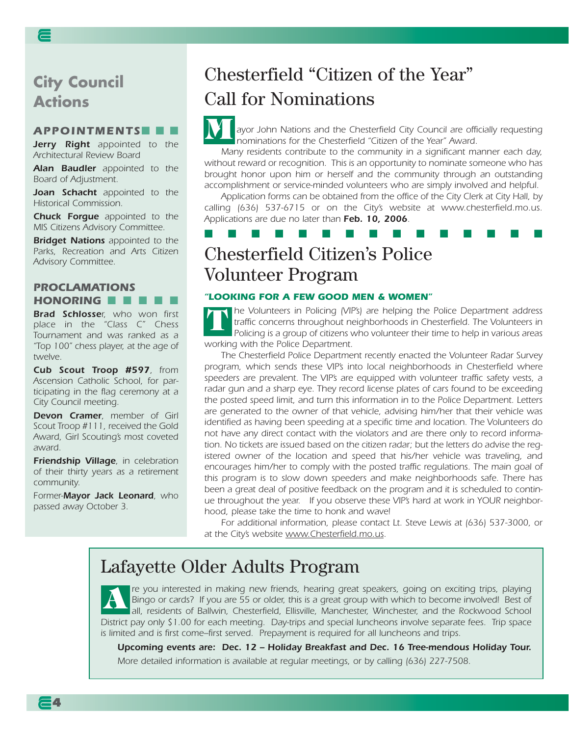## City Council Actions

### APPOINTMENTS

**Jerry Right** appointed to the Architectural Review Board

**Alan Baudler** appointed to the Board of Adjustment.

**Joan Schacht** appointed to the Historical Commission.

**Chuck Forgue** appointed to the MIS Citizens Advisory Committee.

**Bridget Nations** appointed to the Parks, Recreation and Arts Citizen Advisory Committee.

### PROCLAMATIONS HONORING

**Brad Schlosse**r, who won first place in the "Class C" Chess Tournament and was ranked as a "Top 100" chess player, at the age of twelve.

**Cub Scout Troop #597**, from Ascension Catholic School, for participating in the flag ceremony at a City Council meeting.

**Devon Cramer**, member of Girl Scout Troop #111, received the Gold Award, Girl Scouting's most coveted award.

**Friendship Village**, in celebration of their thirty years as a retirement community.

Former-**Mayor Jack Leonard**, who passed away October 3.

# Chesterfield "Citizen of the Year" Call for Nominations

*Mayor John Nations and the Chesterfield City Council are officially requesting nominations for the Chesterfield "Citizen of the Year" Award.*

*Many residents contribute to the community in a significant manner each day, without reward or recognition. This is an opportunity to nominate someone who has brought honor upon him or herself and the community through an outstanding accomplishment or service-minded volunteers who are simply involved and helpful.*

*Application forms can be obtained from the office of the City Clerk at City Hall, by calling (636) 537-6715 or on the City's website at www.chesterfield.mo.us. Applications are due no later than **Feb. 10, 2006**.*

# Chesterfield Citizen's Police Volunteer Program

***"LOOKING FOR A FEW GOOD MEN & WOMEN"***

*The Volunteers in Policing (VIP's) are helping the Police Department address traffic concerns throughout neighborhoods in Chesterfield. The Volunteers in Policing is a group of citizens who volunteer their time to help in various areas working with the Police Department.*

*The Chesterfield Police Department recently enacted the Volunteer Radar Survey program, which sends these VIP's into local neighborhoods in Chesterfield where speeders are prevalent. The VIP's are equipped with volunteer traffic safety vests, a radar gun and a sharp eye. They record license plates of cars found to be exceeding the posted speed limit, and turn this information in to the Police Department. Letters are generated to the owner of that vehicle, advising him/her that their vehicle was identified as having been speeding at a specific time and location. The Volunteers do not have any direct contact with the violators and are there only to record information. No tickets are issued based on the citizen radar; but the letters do advise the registered owner of the location and speed that his/her vehicle was traveling, and encourages him/her to comply with the posted traffic regulations. The main goal of this program is to slow down speeders and make neighborhoods safe. There has been a great deal of positive feedback on the program and it is scheduled to continue throughout the year. If you observe these VIP's hard at work in YOUR neighborhood, please take the time to honk and wave!*

*For additional information, please contact Lt. Steve Lewis at (636) 537-3000, or at the City's website www.Chesterfield.mo.us.*

# Lafayette Older Adults Program

*Are you interested in making new friends, hearing great speakers, going on exciting trips, playing Bingo or cards? If you are 55 or older, this is a great group with which to become involved! Best of all, residents of Ballwin, Chesterfield, Ellisville, Manchester, Winchester, and the Rockwood School District pay only $1.00 for each meeting. Day-trips and special luncheons involve separate fees. Trip space is limited and is first come–first served. Prepayment is required for all luncheons and trips.*

***Upcoming events are: Dec. 12 – Holiday Breakfast and Dec. 16 Tree-mendous Holiday Tour.***

*More detailed information is available at regular meetings, or by calling (636) 227-7508.*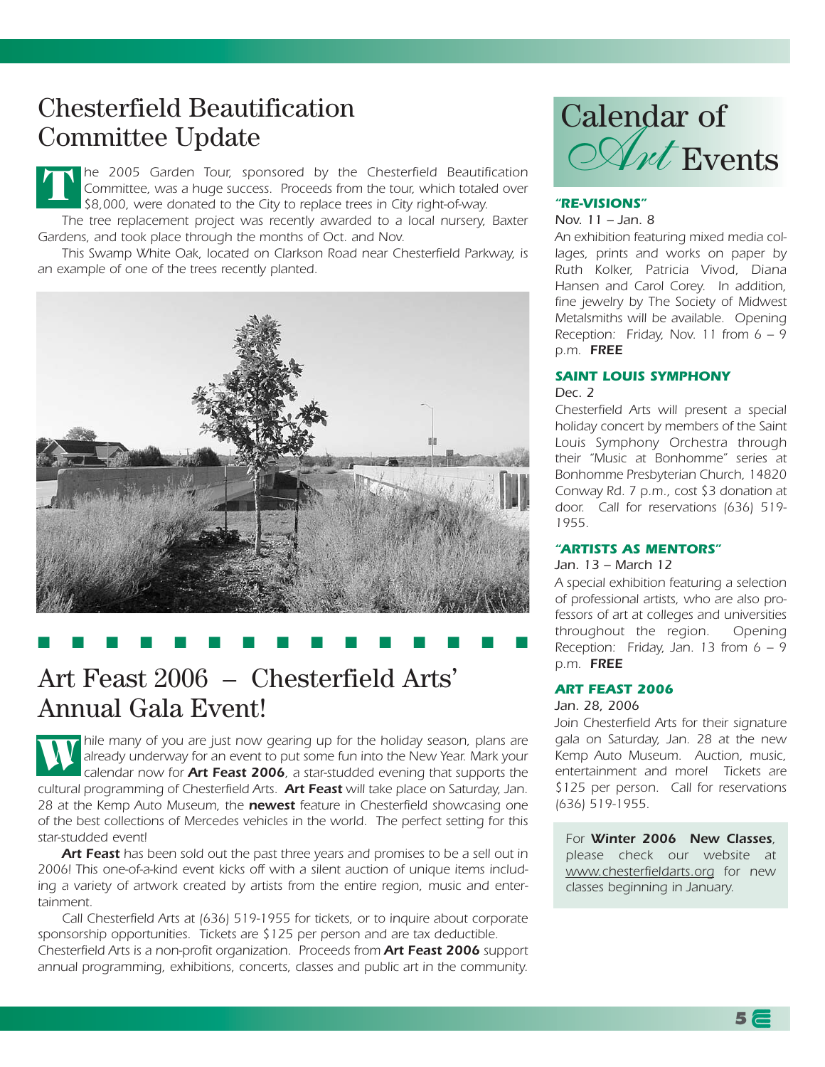## Chesterfield Beautification Committee Update

*The 2005 Garden Tour, sponsored by the Chesterfield Beautification Committee, was a huge success. Proceeds from the tour, which totaled over $8,000, were donated to the City to replace trees in City right-of-way.*

*The tree replacement project was recently awarded to a local nursery, Baxter Gardens, and took place through the months of Oct. and Nov.*

*This Swamp White Oak, located on Clarkson Road near Chesterfield Parkway, is an example of one of the trees recently planted.*

## Art Feast 2006 – Chesterfield Arts' Annual Gala Event!

*While many of you are just now gearing up for the holiday season, plans are already underway for an event to put some fun into the New Year. Mark your calendar now for **Art Feast 2006**, a star-studded evening that supports the cultural programming of Chesterfield Arts. **Art Feast** will take place on Saturday, Jan. 28 at the Kemp Auto Museum, the **newest** feature in Chesterfield showcasing one of the best collections of Mercedes vehicles in the world. The perfect setting for this star-studded event!*

***Art Feast** has been sold out the past three years and promises to be a sell out in 2006! This one-of-a-kind event kicks off with a silent auction of unique items including a variety of artwork created by artists from the entire region, music and entertainment.*

*Call Chesterfield Arts at (636) 519-1955 for tickets, or to inquire about corporate sponsorship opportunities. Tickets are $125 per person and are tax deductible.*

*Chesterfield Arts is a non-profit organization. Proceeds from **Art Feast 2006** support annual programming, exhibitions, concerts, classes and public art in the community.*

## Calendar of *Art* Events

### *"RE-VISIONS"*

*Nov. 11 – Jan. 8*

*An exhibition featuring mixed media collages, prints and works on paper by Ruth Kolker, Patricia Vivod, Diana Hansen and Carol Corey. In addition, fine jewelry by The Society of Midwest Metalsmiths will be available. Opening Reception: Friday, Nov. 11 from 6 – 9 p.m.* ***FREE***

### *SAINT LOUIS SYMPHONY*

*Dec. 2*

*Chesterfield Arts will present a special holiday concert by members of the Saint Louis Symphony Orchestra through their "Music at Bonhomme" series at Bonhomme Presbyterian Church, 14820 Conway Rd. 7 p.m., cost $3 donation at door. Call for reservations (636) 519-1955.*

### *"ARTISTS AS MENTORS"*

*Jan. 13 – March 12*

*A special exhibition featuring a selection of professional artists, who are also professors of art at colleges and universities throughout the region. Opening Reception: Friday, Jan. 13 from 6 – 9 p.m.* ***FREE***

### *ART FEAST 2006*

*Jan. 28, 2006*

*Join Chesterfield Arts for their signature gala on Saturday, Jan. 28 at the new Kemp Auto Museum. Auction, music, entertainment and more! Tickets are $125 per person. Call for reservations (636) 519-1955.*

*For **Winter 2006 New Classes**, please check our website at www.chesterfieldarts.org for new classes beginning in January.*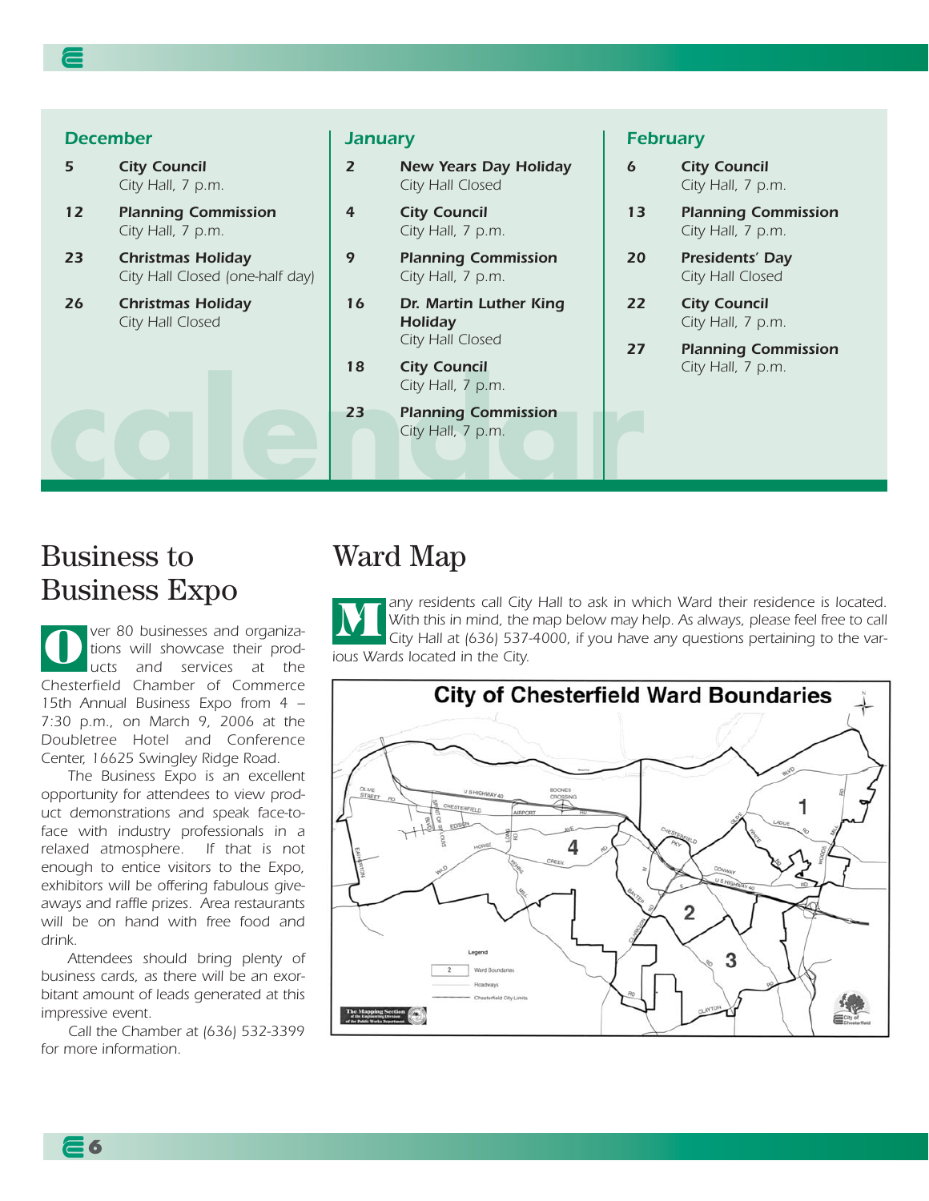## December

- **5** — **City Council**, City Hall, 7 p.m.
- **12** — **Planning Commission**, City Hall, 7 p.m.
- **23** — **Christmas Holiday**, City Hall Closed (one-half day)
- **26** — **Christmas Holiday**, City Hall Closed

## January

- **2** — **New Years Day Holiday**, City Hall Closed
- **4** — **City Council**, City Hall, 7 p.m.
- **9** — **Planning Commission**, City Hall, 7 p.m.
- **16** — **Dr. Martin Luther King Holiday**, City Hall Closed
- **18** — **City Council**, City Hall, 7 p.m.
- **23** — **Planning Commission**, City Hall, 7 p.m.

## February

- **6** — **City Council**, City Hall, 7 p.m.
- **13** — **Planning Commission**, City Hall, 7 p.m.
- **20** — **Presidents' Day**, City Hall Closed
- **22** — **City Council**, City Hall, 7 p.m.
- **27** — **Planning Commission**, City Hall, 7 p.m.

calendar

# Business to Business Expo

Over 80 businesses and organizations will showcase their products and services at the Chesterfield Chamber of Commerce 15th Annual Business Expo from 4 – 7:30 p.m., on March 9, 2006 at the Doubletree Hotel and Conference Center, 16625 Swingley Ridge Road.

The Business Expo is an excellent opportunity for attendees to view product demonstrations and speak face-to-face with industry professionals in a relaxed atmosphere. If that is not enough to entice visitors to the Expo, exhibitors will be offering fabulous give-aways and raffle prizes. Area restaurants will be on hand with free food and drink.

Attendees should bring plenty of business cards, as there will be an exorbitant amount of leads generated at this impressive event.

Call the Chamber at (636) 532-3399 for more information.

# Ward Map

Many residents call City Hall to ask in which Ward their residence is located. With this in mind, the map below may help. As always, please feel free to call City Hall at (636) 537-4000, if you have any questions pertaining to the various Wards located in the City.

**City of Chesterfield Ward Boundaries**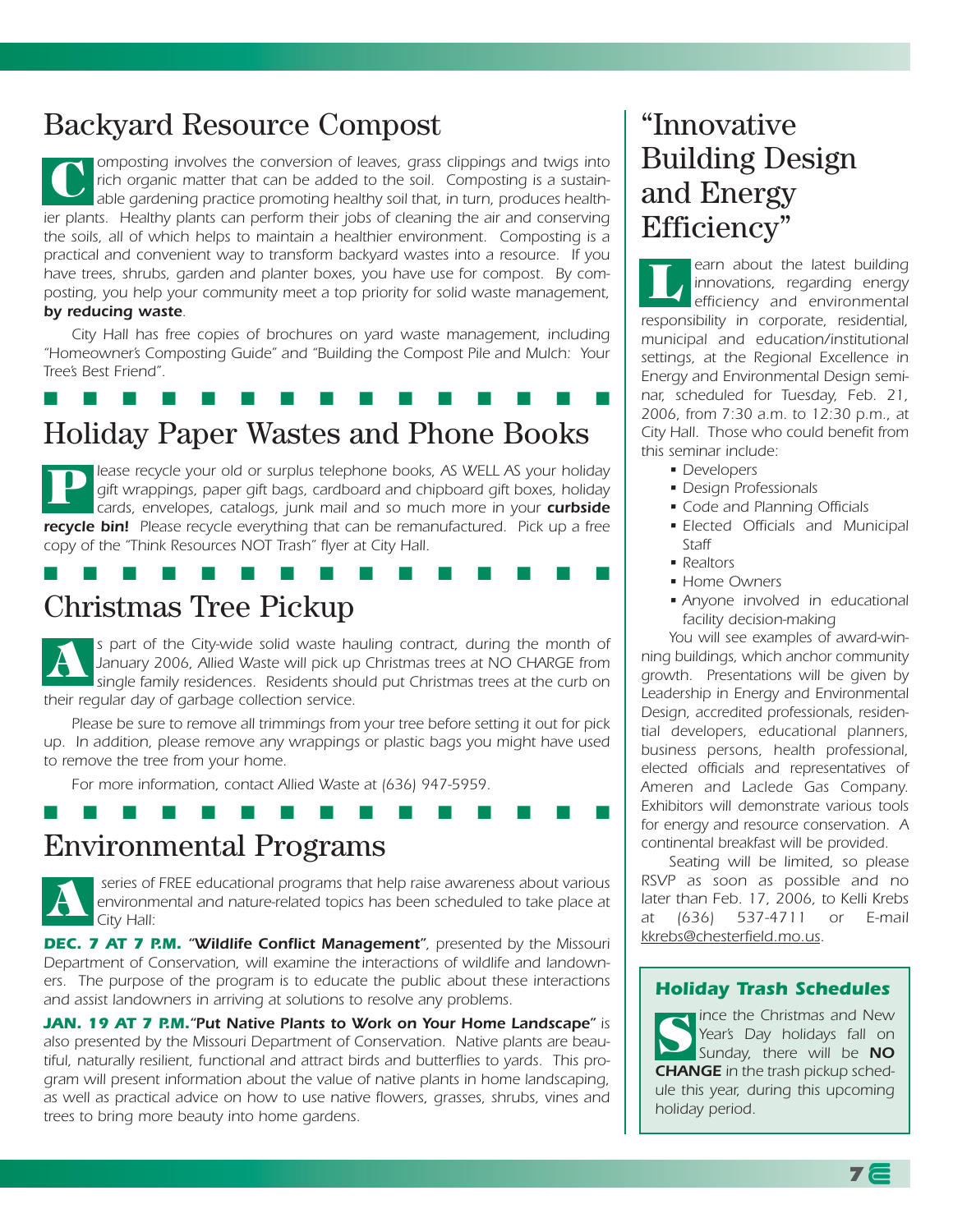## Backyard Resource Compost

Composting involves the conversion of leaves, grass clippings and twigs into rich organic matter that can be added to the soil. Composting is a sustainable gardening practice promoting healthy soil that, in turn, produces healthier plants. Healthy plants can perform their jobs of cleaning the air and conserving the soils, all of which helps to maintain a healthier environment. Composting is a practical and convenient way to transform backyard wastes into a resource. If you have trees, shrubs, garden and planter boxes, you have use for compost. By composting, you help your community meet a top priority for solid waste management, **by reducing waste**.

City Hall has free copies of brochures on yard waste management, including "Homeowner's Composting Guide" and "Building the Compost Pile and Mulch: Your Tree's Best Friend".

## Holiday Paper Wastes and Phone Books

Please recycle your old or surplus telephone books, AS WELL AS your holiday gift wrappings, paper gift bags, cardboard and chipboard gift boxes, holiday cards, envelopes, catalogs, junk mail and so much more in your **curbside recycle bin!** Please recycle everything that can be remanufactured. Pick up a free copy of the "Think Resources NOT Trash" flyer at City Hall.

## Christmas Tree Pickup

As part of the City-wide solid waste hauling contract, during the month of January 2006, Allied Waste will pick up Christmas trees at NO CHARGE from single family residences. Residents should put Christmas trees at the curb on their regular day of garbage collection service.

Please be sure to remove all trimmings from your tree before setting it out for pick up. In addition, please remove any wrappings or plastic bags you might have used to remove the tree from your home.

For more information, contact Allied Waste at (636) 947-5959.

## Environmental Programs

A series of FREE educational programs that help raise awareness about various environmental and nature-related topics has been scheduled to take place at City Hall:

**DEC. 7 AT 7 P.M. "Wildlife Conflict Management"**, presented by the Missouri Department of Conservation, will examine the interactions of wildlife and landowners. The purpose of the program is to educate the public about these interactions and assist landowners in arriving at solutions to resolve any problems.

**JAN. 19 AT 7 P.M. "Put Native Plants to Work on Your Home Landscape"** is also presented by the Missouri Department of Conservation. Native plants are beautiful, naturally resilient, functional and attract birds and butterflies to yards. This program will present information about the value of native plants in home landscaping, as well as practical advice on how to use native flowers, grasses, shrubs, vines and trees to bring more beauty into home gardens.

## "Innovative Building Design and Energy Efficiency"

Learn about the latest building innovations, regarding energy efficiency and environmental responsibility in corporate, residential, municipal and education/institutional settings, at the Regional Excellence in Energy and Environmental Design seminar, scheduled for Tuesday, Feb. 21, 2006, from 7:30 a.m. to 12:30 p.m., at City Hall. Those who could benefit from this seminar include:

- Developers
- Design Professionals
- Code and Planning Officials
- Elected Officials and Municipal Staff
- Realtors
- Home Owners
- Anyone involved in educational facility decision-making

You will see examples of award-winning buildings, which anchor community growth. Presentations will be given by Leadership in Energy and Environmental Design, accredited professionals, residential developers, educational planners, business persons, health professional, elected officials and representatives of Ameren and Laclede Gas Company. Exhibitors will demonstrate various tools for energy and resource conservation. A continental breakfast will be provided.

Seating will be limited, so please RSVP as soon as possible and no later than Feb. 17, 2006, to Kelli Krebs at (636) 537-4711 or E-mail kkrebs@chesterfield.mo.us.

### Holiday Trash Schedules

Since the Christmas and New Year's Day holidays fall on Sunday, there will be **NO CHANGE** in the trash pickup schedule this year, during this upcoming holiday period.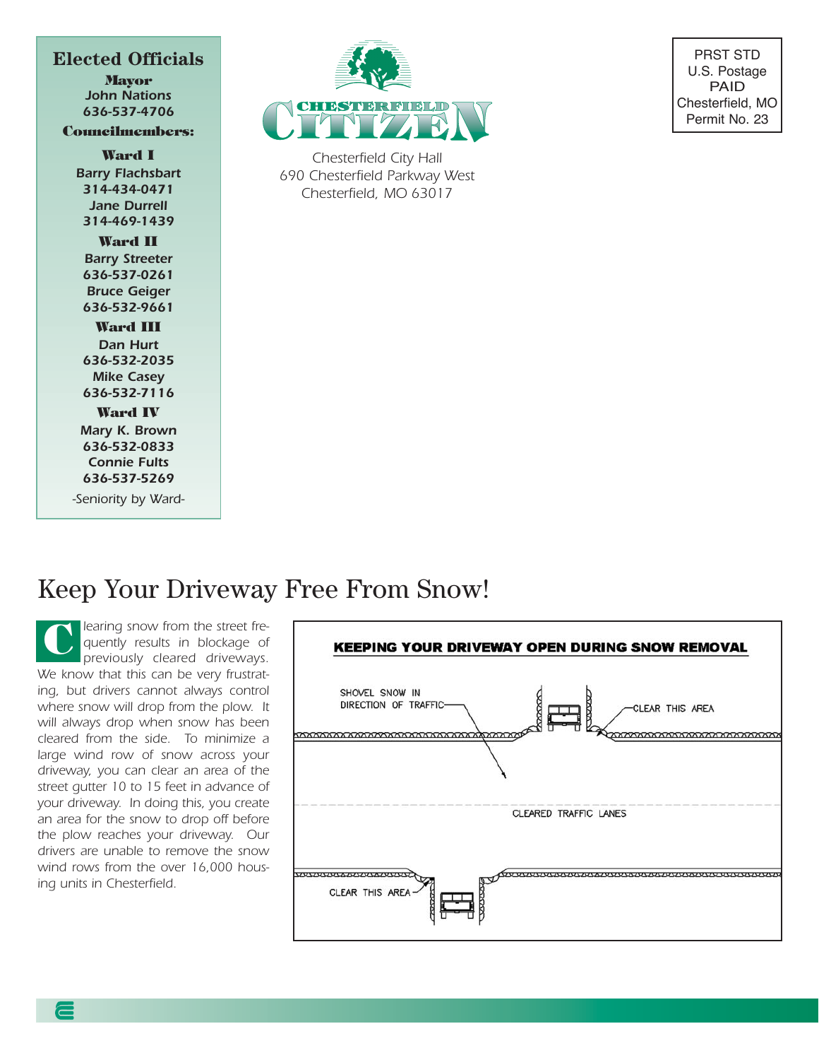## Elected Officials

**Mayor**
John Nations
636-537-4706

**Councilmembers:**

**Ward I**
Barry Flachsbart
314-434-0471
Jane Durrell
314-469-1439

**Ward II**
Barry Streeter
636-537-0261
Bruce Geiger
636-532-9661

**Ward III**
Dan Hurt
636-532-2035
Mike Casey
636-532-7116

**Ward IV**
Mary K. Brown
636-532-0833
Connie Fults
636-537-5269

-Seniority by Ward-

# CHESTERFIELD CITIZEN

*Chesterfield City Hall*
*690 Chesterfield Parkway West*
*Chesterfield, MO 63017*

PRST STD
U.S. Postage
PAID
Chesterfield, MO
Permit No. 23

# Keep Your Driveway Free From Snow!

Clearing snow from the street frequently results in blockage of previously cleared driveways. We know that this can be very frustrating, but drivers cannot always control where snow will drop from the plow. It will always drop when snow has been cleared from the side. To minimize a large wind row of snow across your driveway, you can clear an area of the street gutter 10 to 15 feet in advance of your driveway. In doing this, you create an area for the snow to drop off before the plow reaches your driveway. Our drivers are unable to remove the snow wind rows from the over 16,000 housing units in Chesterfield.

KEEPING YOUR DRIVEWAY OPEN DURING SNOW REMOVAL

SHOVEL SNOW IN DIRECTION OF TRAFFIC

CLEAR THIS AREA

CLEARED TRAFFIC LANES

CLEAR THIS AREA